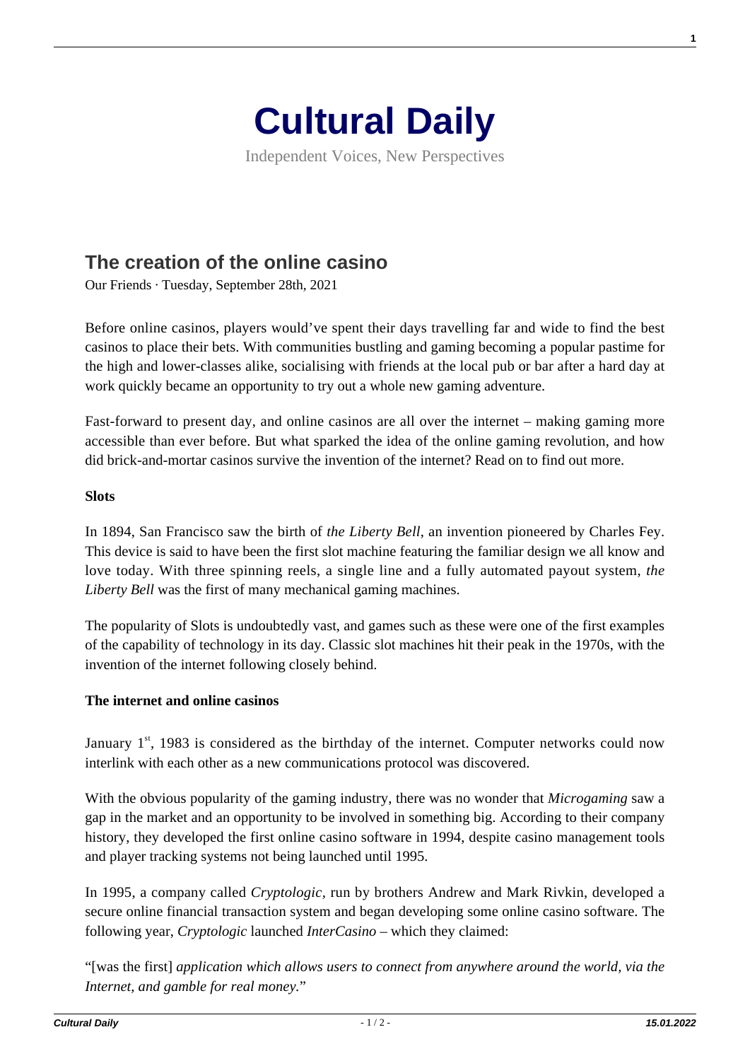# Cultural Daily

Independent Voices, New Perspectives

## The creation of the online casino

Our Friends · Tuesday, September 28th, 2021

Before online casinos, players would've spent their days travelling far and wide to find the best casinos to place their bets. With communities bustling and gaming becoming a popular pastime for the high and lower-classes alike, socialising with friends at the local pub or bar after a hard day at work quickly became an opportunity to try out a whole new gaming adventure.

Fast-forward to present day, and online casinos are all over the internet – making gaming more accessible than ever before. But what sparked the idea of the online gaming revolution, and how did brick-and-mortar casinos survive the invention of the internet? Read on to find out more.

**Slots**

In 1894, San Francisco saw the birth of *the Liberty Bell*, an invention pioneered by Charles Fey. This device is said to have been the first slot machine featuring the familiar design we all know and love today. With three spinning reels, a single line and a fully automated payout system, *the Liberty Bell* was the first of many mechanical gaming machines.

The popularity of Slots is undoubtedly vast, and games such as these were one of the first examples of the capability of technology in its day. Classic slot machines hit their peak in the 1970s, with the invention of the internet following closely behind.

**The internet and online casinos**

January 1st, 1983 is considered as the birthday of the internet. Computer networks could now interlink with each other as a new communications protocol was discovered.

With the obvious popularity of the gaming industry, there was no wonder that *Microgaming* saw a gap in the market and an opportunity to be involved in something big. According to their company history, they developed the first online casino software in 1994, despite casino management tools and player tracking systems not being launched until 1995.

In 1995, a company called *Cryptologic,* run by brothers Andrew and Mark Rivkin, developed a secure online financial transaction system and began developing some online casino software. The following year, *Cryptologic* launched *InterCasino* – which they claimed:

"[was the first] *application which allows users to connect from anywhere around the world, via the Internet, and gamble for real money.*"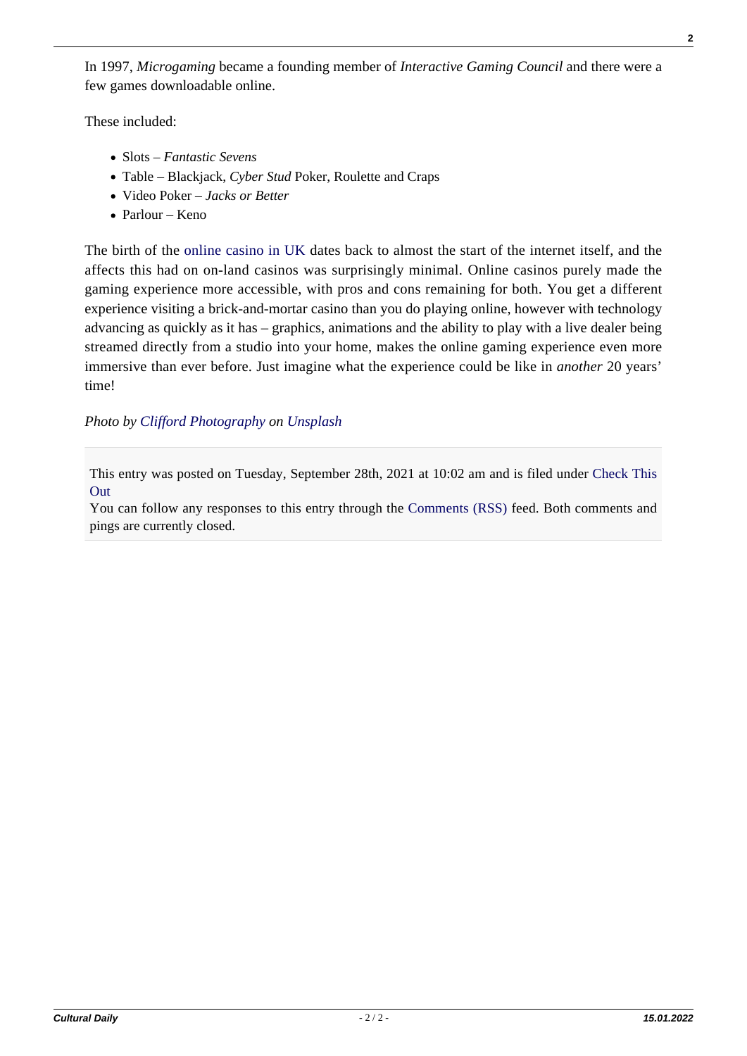In 1997, *Microgaming* became a founding member of *Interactive Gaming Council* and there were a few games downloadable online.

These included:

- Slots – *Fantastic Sevens*
- Table – Blackjack, *Cyber Stud* Poker, Roulette and Craps
- Video Poker – *Jacks or Better*
- Parlour – Keno

The birth of the online casino in UK dates back to almost the start of the internet itself, and the affects this had on on-land casinos was surprisingly minimal. Online casinos purely made the gaming experience more accessible, with pros and cons remaining for both. You get a different experience visiting a brick-and-mortar casino than you do playing online, however with technology advancing as quickly as it has – graphics, animations and the ability to play with a live dealer being streamed directly from a studio into your home, makes the online gaming experience even more immersive than ever before. Just imagine what the experience could be like in *another* 20 years' time!

*Photo by Clifford Photography on Unsplash*

This entry was posted on Tuesday, September 28th, 2021 at 10:02 am and is filed under Check This Out
You can follow any responses to this entry through the Comments (RSS) feed. Both comments and pings are currently closed.